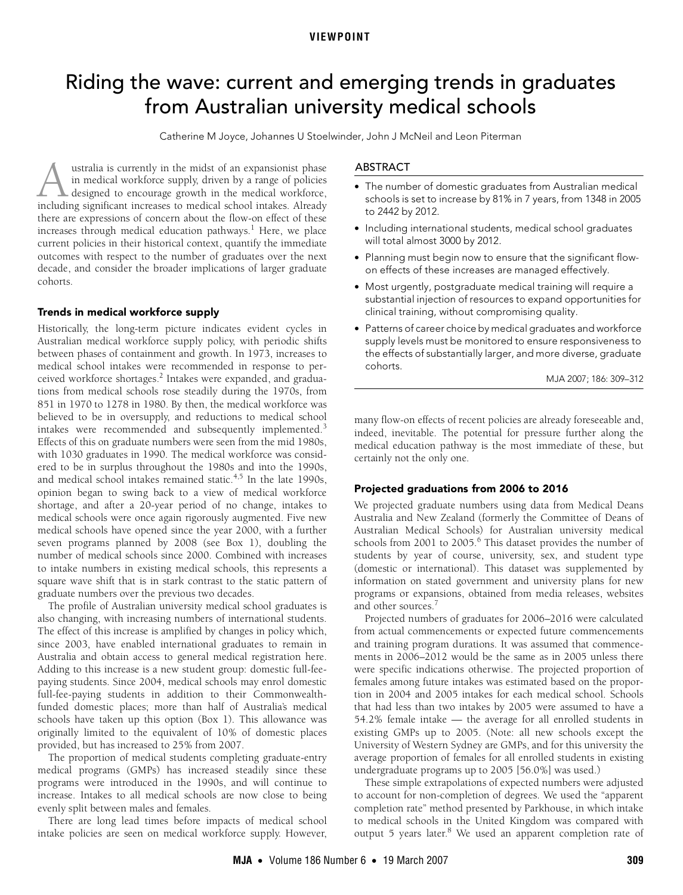VIEWPOINT

# Riding the wave: current and emerging trends in graduates from Australian university medical schools

Catherine M Joyce, Johannes U Stoelwinder, John J McNeil and Leon Piterman

## ABSTRACT

- The number of domestic graduates from Australian medical schools is set to increase by 81% in 7 years, from 1348 in 2005 to 2442 by 2012.
- Including international students, medical school graduates will total almost 3000 by 2012.
- Planning must begin now to ensure that the significant flow-on effects of these increases are managed effectively.
- Most urgently, postgraduate medical training will require a substantial injection of resources to expand opportunities for clinical training, without compromising quality.
- Patterns of career choice by medical graduates and workforce supply levels must be monitored to ensure responsiveness to the effects of substantially larger, and more diverse, graduate cohorts.

MJA 2007; 186: 309–312

Australia is currently in the midst of an expansionist phase in medical workforce supply, driven by a range of policies designed to encourage growth in the medical workforce, including significant increases to medical school intakes. Already there are expressions of concern about the flow-on effect of these increases through medical education pathways.[1] Here, we place current policies in their historical context, quantify the immediate outcomes with respect to the number of graduates over the next decade, and consider the broader implications of larger graduate cohorts.

### Trends in medical workforce supply

Historically, the long-term picture indicates evident cycles in Australian medical workforce supply policy, with periodic shifts between phases of containment and growth. In 1973, increases to medical school intakes were recommended in response to perceived workforce shortages.[2] Intakes were expanded, and graduations from medical schools rose steadily during the 1970s, from 851 in 1970 to 1278 in 1980. By then, the medical workforce was believed to be in oversupply, and reductions to medical school intakes were recommended and subsequently implemented.[3] Effects of this on graduate numbers were seen from the mid 1980s, with 1030 graduates in 1990. The medical workforce was considered to be in surplus throughout the 1980s and into the 1990s, and medical school intakes remained static.[4,5] In the late 1990s, opinion began to swing back to a view of medical workforce shortage, and after a 20-year period of no change, intakes to medical schools were once again rigorously augmented. Five new medical schools have opened since the year 2000, with a further seven programs planned by 2008 (see Box 1), doubling the number of medical schools since 2000. Combined with increases to intake numbers in existing medical schools, this represents a square wave shift that is in stark contrast to the static pattern of graduate numbers over the previous two decades.

The profile of Australian university medical school graduates is also changing, with increasing numbers of international students. The effect of this increase is amplified by changes in policy which, since 2003, have enabled international graduates to remain in Australia and obtain access to general medical registration here. Adding to this increase is a new student group: domestic full-fee-paying students. Since 2004, medical schools may enrol domestic full-fee-paying students in addition to their Commonwealth-funded domestic places; more than half of Australia's medical schools have taken up this option (Box 1). This allowance was originally limited to the equivalent of 10% of domestic places provided, but has increased to 25% from 2007.

The proportion of medical students completing graduate-entry medical programs (GMPs) has increased steadily since these programs were introduced in the 1990s, and will continue to increase. Intakes to all medical schools are now close to being evenly split between males and females.

There are long lead times before impacts of medical school intake policies are seen on medical workforce supply. However, many flow-on effects of recent policies are already foreseeable and, indeed, inevitable. The potential for pressure further along the medical education pathway is the most immediate of these, but certainly not the only one.

### Projected graduations from 2006 to 2016

We projected graduate numbers using data from Medical Deans Australia and New Zealand (formerly the Committee of Deans of Australian Medical Schools) for Australian university medical schools from 2001 to 2005.[6] This dataset provides the number of students by year of course, university, sex, and student type (domestic or international). This dataset was supplemented by information on stated government and university plans for new programs or expansions, obtained from media releases, websites and other sources.[7]

Projected numbers of graduates for 2006–2016 were calculated from actual commencements or expected future commencements and training program durations. It was assumed that commencements in 2006–2012 would be the same as in 2005 unless there were specific indications otherwise. The projected proportion of females among future intakes was estimated based on the proportion in 2004 and 2005 intakes for each medical school. Schools that had less than two intakes by 2005 were assumed to have a 54.2% female intake — the average for all enrolled students in existing GMPs up to 2005. (Note: all new schools except the University of Western Sydney are GMPs, and for this university the average proportion of females for all enrolled students in existing undergraduate programs up to 2005 [56.0%] was used.)

These simple extrapolations of expected numbers were adjusted to account for non-completion of degrees. We used the "apparent completion rate" method presented by Parkhouse, in which intake to medical schools in the United Kingdom was compared with output 5 years later.[8] We used an apparent completion rate of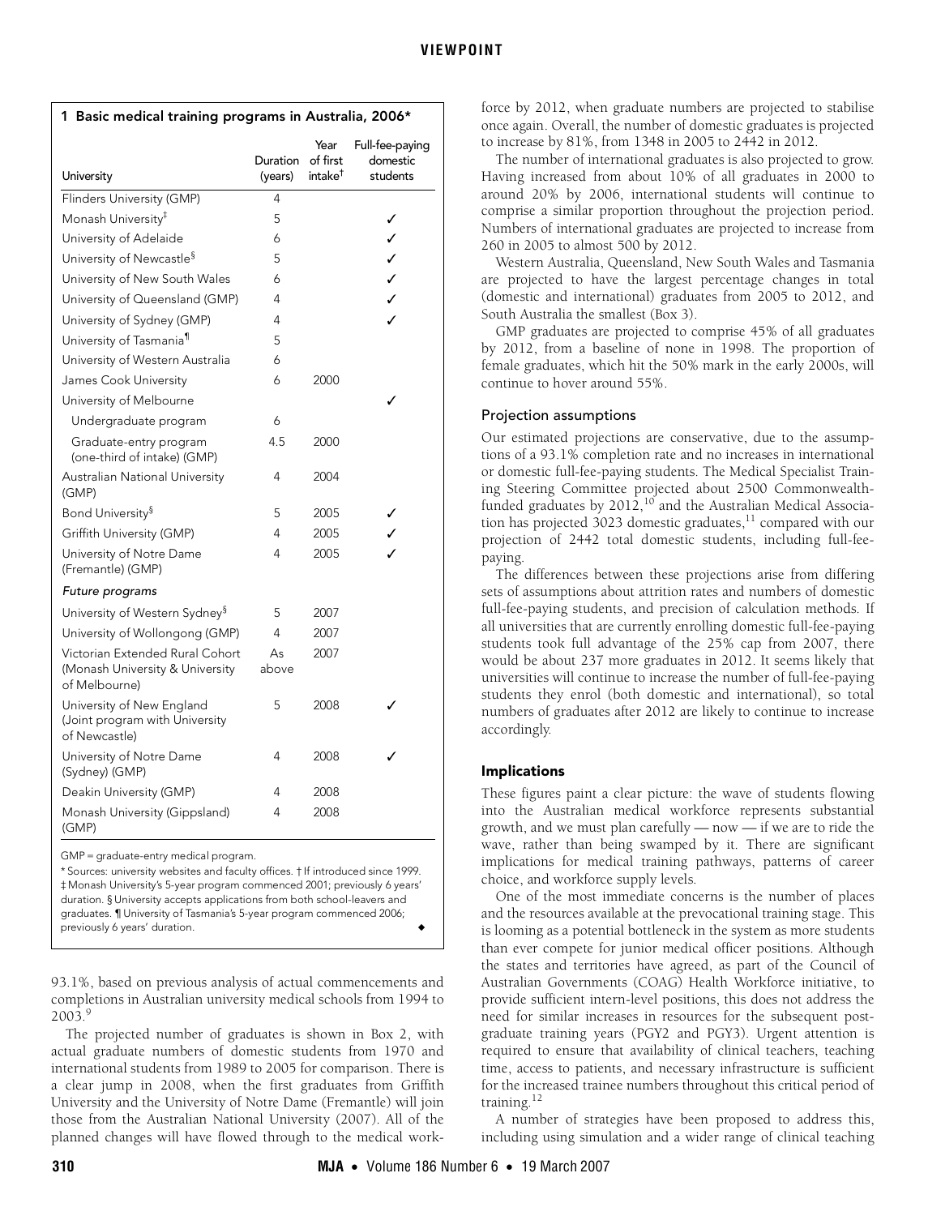**1 Basic medical training programs in Australia, 2006***

| University | Duration (years) | Year of first intake† | Full-fee-paying domestic students |
|---|---|---|---|
| Flinders University (GMP) | 4 | | |
| Monash University‡ | 5 | | ✓ |
| University of Adelaide | 6 | | ✓ |
| University of Newcastle§ | 5 | | ✓ |
| University of New South Wales | 6 | | ✓ |
| University of Queensland (GMP) | 4 | | ✓ |
| University of Sydney (GMP) | 4 | | ✓ |
| University of Tasmania¶ | 5 | | |
| University of Western Australia | 6 | | |
| James Cook University | 6 | 2000 | |
| University of Melbourne | | | ✓ |
| Undergraduate program | 6 | | |
| Graduate-entry program (one-third of intake) (GMP) | 4.5 | 2000 | |
| Australian National University (GMP) | 4 | 2004 | |
| Bond University§ | 5 | 2005 | ✓ |
| Griffith University (GMP) | 4 | 2005 | ✓ |
| University of Notre Dame (Fremantle) (GMP) | 4 | 2005 | ✓ |
| *Future programs* | | | |
| University of Western Sydney§ | 5 | 2007 | |
| University of Wollongong (GMP) | 4 | 2007 | |
| Victorian Extended Rural Cohort (Monash University & University of Melbourne) | As above | 2007 | |
| University of New England (Joint program with University of Newcastle) | 5 | 2008 | ✓ |
| University of Notre Dame (Sydney) (GMP) | 4 | 2008 | ✓ |
| Deakin University (GMP) | 4 | 2008 | |
| Monash University (Gippsland) (GMP) | 4 | 2008 | |

GMP = graduate-entry medical program.

* Sources: university websites and faculty offices. † If introduced since 1999. ‡ Monash University's 5-year program commenced 2001; previously 6 years' duration. § University accepts applications from both school-leavers and graduates. ¶ University of Tasmania's 5-year program commenced 2006; previously 6 years' duration.

93.1%, based on previous analysis of actual commencements and completions in Australian university medical schools from 1994 to 2003.[9]

The projected number of graduates is shown in Box 2, with actual graduate numbers of domestic students from 1970 and international students from 1989 to 2005 for comparison. There is a clear jump in 2008, when the first graduates from Griffith University and the University of Notre Dame (Fremantle) will join those from the Australian National University (2007). All of the planned changes will have flowed through to the medical workforce by 2012, when graduate numbers are projected to stabilise once again. Overall, the number of domestic graduates is projected to increase by 81%, from 1348 in 2005 to 2442 in 2012.

The number of international graduates is also projected to grow. Having increased from about 10% of all graduates in 2000 to around 20% by 2006, international students will continue to comprise a similar proportion throughout the projection period. Numbers of international graduates are projected to increase from 260 in 2005 to almost 500 by 2012.

Western Australia, Queensland, New South Wales and Tasmania are projected to have the largest percentage changes in total (domestic and international) graduates from 2005 to 2012, and South Australia the smallest (Box 3).

GMP graduates are projected to comprise 45% of all graduates by 2012, from a baseline of none in 1998. The proportion of female graduates, which hit the 50% mark in the early 2000s, will continue to hover around 55%.

### Projection assumptions

Our estimated projections are conservative, due to the assumptions of a 93.1% completion rate and no increases in international or domestic full-fee-paying students. The Medical Specialist Training Steering Committee projected about 2500 Commonwealth-funded graduates by 2012,[10] and the Australian Medical Association has projected 3023 domestic graduates,[11] compared with our projection of 2442 total domestic students, including full-fee-paying.

The differences between these projections arise from differing sets of assumptions about attrition rates and numbers of domestic full-fee-paying students, and precision of calculation methods. If all universities that are currently enrolling domestic full-fee-paying students took full advantage of the 25% cap from 2007, there would be about 237 more graduates in 2012. It seems likely that universities will continue to increase the number of full-fee-paying students they enrol (both domestic and international), so total numbers of graduates after 2012 are likely to continue to increase accordingly.

## Implications

These figures paint a clear picture: the wave of students flowing into the Australian medical workforce represents substantial growth, and we must plan carefully — now — if we are to ride the wave, rather than being swamped by it. There are significant implications for medical training pathways, patterns of career choice, and workforce supply levels.

One of the most immediate concerns is the number of places and the resources available at the prevocational training stage. This is looming as a potential bottleneck in the system as more students than ever compete for junior medical officer positions. Although the states and territories have agreed, as part of the Council of Australian Governments (COAG) Health Workforce initiative, to provide sufficient intern-level positions, this does not address the need for similar increases in resources for the subsequent postgraduate training years (PGY2 and PGY3). Urgent attention is required to ensure that availability of clinical teachers, teaching time, access to patients, and necessary infrastructure is sufficient for the increased trainee numbers throughout this critical period of training.[12]

A number of strategies have been proposed to address this, including using simulation and a wider range of clinical teaching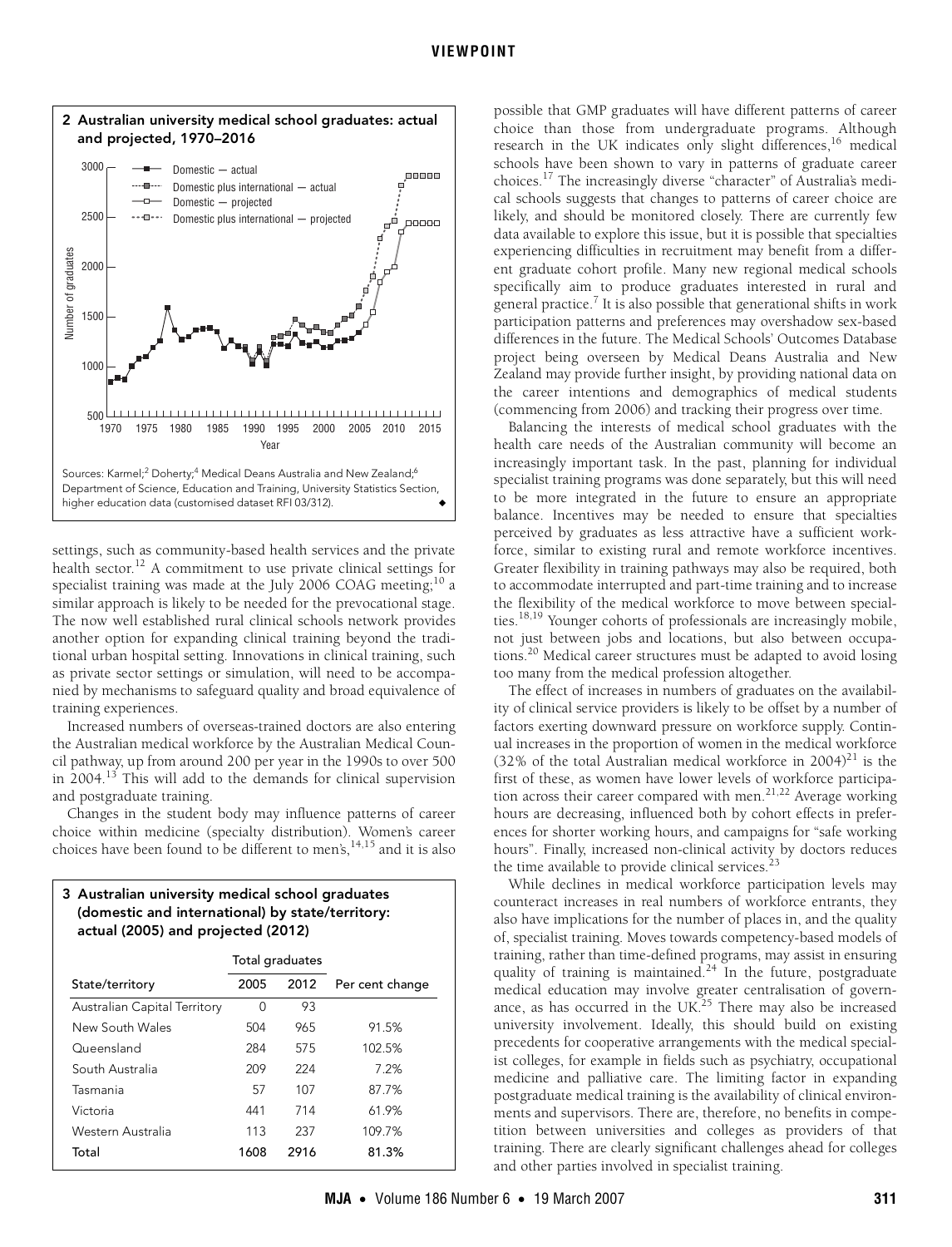**2 Australian university medical school graduates: actual and projected, 1970–2016**

Sources: Karmel;[2] Doherty;[4] Medical Deans Australia and New Zealand;[6] Department of Science, Education and Training, University Statistics Section, higher education data (customised dataset RFI 03/312).

settings, such as community-based health services and the private health sector.[12] A commitment to use private clinical settings for specialist training was made at the July 2006 COAG meeting;[10] a similar approach is likely to be needed for the prevocational stage. The now well established rural clinical schools network provides another option for expanding clinical training beyond the traditional urban hospital setting. Innovations in clinical training, such as private sector settings or simulation, will need to be accompanied by mechanisms to safeguard quality and broad equivalence of training experiences.

Increased numbers of overseas-trained doctors are also entering the Australian medical workforce by the Australian Medical Council pathway, up from around 200 per year in the 1990s to over 500 in 2004.[13] This will add to the demands for clinical supervision and postgraduate training.

Changes in the student body may influence patterns of career choice within medicine (specialty distribution). Women's career choices have been found to be different to men's,[14,15] and it is also possible that GMP graduates will have different patterns of career choice than those from undergraduate programs. Although research in the UK indicates only slight differences,[16] medical schools have been shown to vary in patterns of graduate career choices.[17] The increasingly diverse "character" of Australia's medical schools suggests that changes to patterns of career choice are likely, and should be monitored closely. There are currently few data available to explore this issue, but it is possible that specialties experiencing difficulties in recruitment may benefit from a different graduate cohort profile. Many new regional medical schools specifically aim to produce graduates interested in rural and general practice.[7] It is also possible that generational shifts in work participation patterns and preferences may overshadow sex-based differences in the future. The Medical Schools' Outcomes Database project being overseen by Medical Deans Australia and New Zealand may provide further insight, by providing national data on the career intentions and demographics of medical students (commencing from 2006) and tracking their progress over time.

**3 Australian university medical school graduates (domestic and international) by state/territory: actual (2005) and projected (2012)**

| State/territory | Total graduates 2005 | Total graduates 2012 | Per cent change |
|---|---|---|---|
| Australian Capital Territory | 0 | 93 | |
| New South Wales | 504 | 965 | 91.5% |
| Queensland | 284 | 575 | 102.5% |
| South Australia | 209 | 224 | 7.2% |
| Tasmania | 57 | 107 | 87.7% |
| Victoria | 441 | 714 | 61.9% |
| Western Australia | 113 | 237 | 109.7% |
| **Total** | **1608** | **2916** | **81.3%** |

Balancing the interests of medical school graduates with the health care needs of the Australian community will become an increasingly important task. In the past, planning for individual specialist training programs was done separately, but this will need to be more integrated in the future to ensure an appropriate balance. Incentives may be needed to ensure that specialties perceived by graduates as less attractive have a sufficient workforce, similar to existing rural and remote workforce incentives. Greater flexibility in training pathways may also be required, both to accommodate interrupted and part-time training and to increase the flexibility of the medical workforce to move between specialties.[18,19] Younger cohorts of professionals are increasingly mobile, not just between jobs and locations, but also between occupations.[20] Medical career structures must be adapted to avoid losing too many from the medical profession altogether.

The effect of increases in numbers of graduates on the availability of clinical service providers is likely to be offset by a number of factors exerting downward pressure on workforce supply. Continual increases in the proportion of women in the medical workforce (32% of the total Australian medical workforce in 2004)[21] is the first of these, as women have lower levels of workforce participation across their career compared with men.[21,22] Average working hours are decreasing, influenced both by cohort effects in preferences for shorter working hours, and campaigns for "safe working hours". Finally, increased non-clinical activity by doctors reduces the time available to provide clinical services.[23]

While declines in medical workforce participation levels may counteract increases in real numbers of workforce entrants, they also have implications for the number of places in, and the quality of, specialist training. Moves towards competency-based models of training, rather than time-defined programs, may assist in ensuring quality of training is maintained.[24] In the future, postgraduate medical education may involve greater centralisation of governance, as has occurred in the UK.[25] There may also be increased university involvement. Ideally, this should build on existing precedents for cooperative arrangements with the medical specialist colleges, for example in fields such as psychiatry, occupational medicine and palliative care. The limiting factor in expanding postgraduate medical training is the availability of clinical environments and supervisors. There are, therefore, no benefits in competition between universities and colleges as providers of that training. There are clearly significant challenges ahead for colleges and other parties involved in specialist training.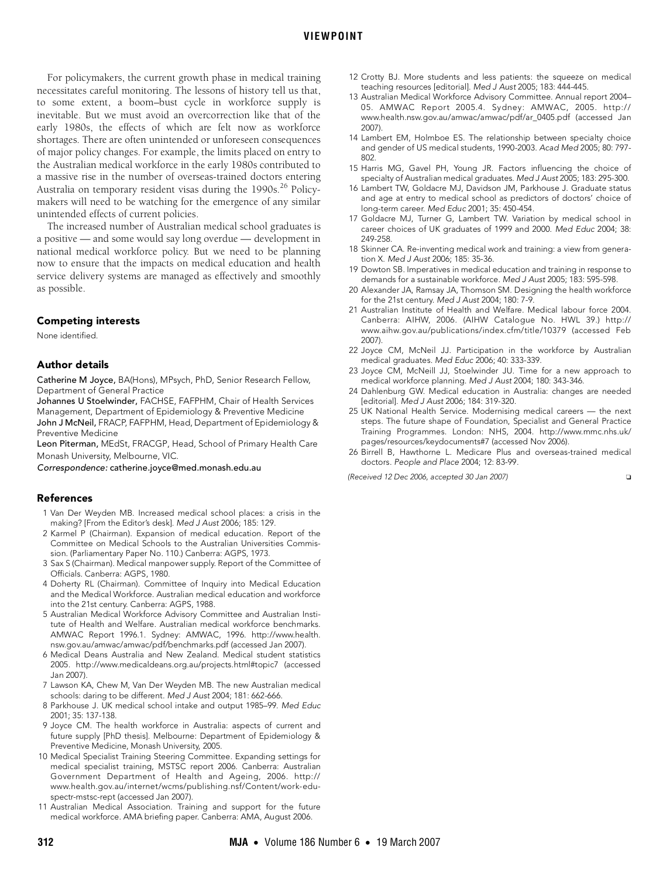For policymakers, the current growth phase in medical training necessitates careful monitoring. The lessons of history tell us that, to some extent, a boom–bust cycle in workforce supply is inevitable. But we must avoid an overcorrection like that of the early 1980s, the effects of which are felt now as workforce shortages. There are often unintended or unforeseen consequences of major policy changes. For example, the limits placed on entry to the Australian medical workforce in the early 1980s contributed to a massive rise in the number of overseas-trained doctors entering Australia on temporary resident visas during the 1990s.[26] Policymakers will need to be watching for the emergence of any similar unintended effects of current policies.

The increased number of Australian medical school graduates is a positive — and some would say long overdue — development in national medical workforce policy. But we need to be planning now to ensure that the impacts on medical education and health service delivery systems are managed as effectively and smoothly as possible.

## Competing interests

None identified.

## Author details

**Catherine M Joyce,** BA(Hons), MPsych, PhD, Senior Research Fellow, Department of General Practice
**Johannes U Stoelwinder,** FACHSE, FAFPHM, Chair of Health Services Management, Department of Epidemiology & Preventive Medicine
**John J McNeil,** FRACP, FAFPHM, Head, Department of Epidemiology & Preventive Medicine
**Leon Piterman,** MEdSt, FRACGP, Head, School of Primary Health Care
Monash University, Melbourne, VIC.
*Correspondence:* catherine.joyce@med.monash.edu.au

## References

1. Van Der Weyden MB. Increased medical school places: a crisis in the making? [From the Editor's desk]. *Med J Aust* 2006; 185: 129.
2. Karmel P (Chairman). Expansion of medical education. Report of the Committee on Medical Schools to the Australian Universities Commission. (Parliamentary Paper No. 110.) Canberra: AGPS, 1973.
3. Sax S (Chairman). Medical manpower supply. Report of the Committee of Officials. Canberra: AGPS, 1980.
4. Doherty RL (Chairman). Committee of Inquiry into Medical Education and the Medical Workforce. Australian medical education and workforce into the 21st century. Canberra: AGPS, 1988.
5. Australian Medical Workforce Advisory Committee and Australian Institute of Health and Welfare. Australian medical workforce benchmarks. AMWAC Report 1996.1. Sydney: AMWAC, 1996. http://www.health.nsw.gov.au/amwac/amwac/pdf/benchmarks.pdf (accessed Jan 2007).
6. Medical Deans Australia and New Zealand. Medical student statistics 2005. http://www.medicaldeans.org.au/projects.html#topic7 (accessed Jan 2007).
7. Lawson KA, Chew M, Van Der Weyden MB. The new Australian medical schools: daring to be different. *Med J Aust* 2004; 181: 662-666.
8. Parkhouse J. UK medical school intake and output 1985–99. *Med Educ* 2001; 35: 137-138.
9. Joyce CM. The health workforce in Australia: aspects of current and future supply [PhD thesis]. Melbourne: Department of Epidemiology & Preventive Medicine, Monash University, 2005.
10. Medical Specialist Training Steering Committee. Expanding settings for medical specialist training, MSTSC report 2006. Canberra: Australian Government Department of Health and Ageing, 2006. http://www.health.gov.au/internet/wcms/publishing.nsf/Content/work-edu-spectr-mstsc-rept (accessed Jan 2007).
11. Australian Medical Association. Training and support for the future medical workforce. AMA briefing paper. Canberra: AMA, August 2006.
12. Crotty BJ. More students and less patients: the squeeze on medical teaching resources [editorial]. *Med J Aust* 2005; 183: 444-445.
13. Australian Medical Workforce Advisory Committee. Annual report 2004–05. AMWAC Report 2005.4. Sydney: AMWAC, 2005. http://www.health.nsw.gov.au/amwac/amwac/pdf/ar_0405.pdf (accessed Jan 2007).
14. Lambert EM, Holmboe ES. The relationship between specialty choice and gender of US medical students, 1990-2003. *Acad Med* 2005; 80: 797-802.
15. Harris MG, Gavel PH, Young JR. Factors influencing the choice of specialty of Australian medical graduates. *Med J Aust* 2005; 183: 295-300.
16. Lambert TW, Goldacre MJ, Davidson JM, Parkhouse J. Graduate status and age at entry to medical school as predictors of doctors' choice of long-term career. *Med Educ* 2001; 35: 450-454.
17. Goldacre MJ, Turner G, Lambert TW. Variation by medical school in career choices of UK graduates of 1999 and 2000. *Med Educ* 2004; 38: 249-258.
18. Skinner CA. Re-inventing medical work and training: a view from generation X. *Med J Aust* 2006; 185: 35-36.
19. Dowton SB. Imperatives in medical education and training in response to demands for a sustainable workforce. *Med J Aust* 2005; 183: 595-598.
20. Alexander JA, Ramsay JA, Thomson SM. Designing the health workforce for the 21st century. *Med J Aust* 2004; 180: 7-9.
21. Australian Institute of Health and Welfare. Medical labour force 2004. Canberra: AIHW, 2006. (AIHW Catalogue No. HWL 39.) http://www.aihw.gov.au/publications/index.cfm/title/10379 (accessed Feb 2007).
22. Joyce CM, McNeil JJ. Participation in the workforce by Australian medical graduates. *Med Educ* 2006; 40: 333-339.
23. Joyce CM, McNeill JJ, Stoelwinder JU. Time for a new approach to medical workforce planning. *Med J Aust* 2004; 180: 343-346.
24. Dahlenburg GW. Medical education in Australia: changes are needed [editorial]. *Med J Aust* 2006; 184: 319-320.
25. UK National Health Service. Modernising medical careers — the next steps. The future shape of Foundation, Specialist and General Practice Training Programmes. London: NHS, 2004. http://www.mmc.nhs.uk/pages/resources/keydocuments#7 (accessed Nov 2006).
26. Birrell B, Hawthorne L. Medicare Plus and overseas-trained medical doctors. *People and Place* 2004; 12: 83-99.

*(Received 12 Dec 2006, accepted 30 Jan 2007)*